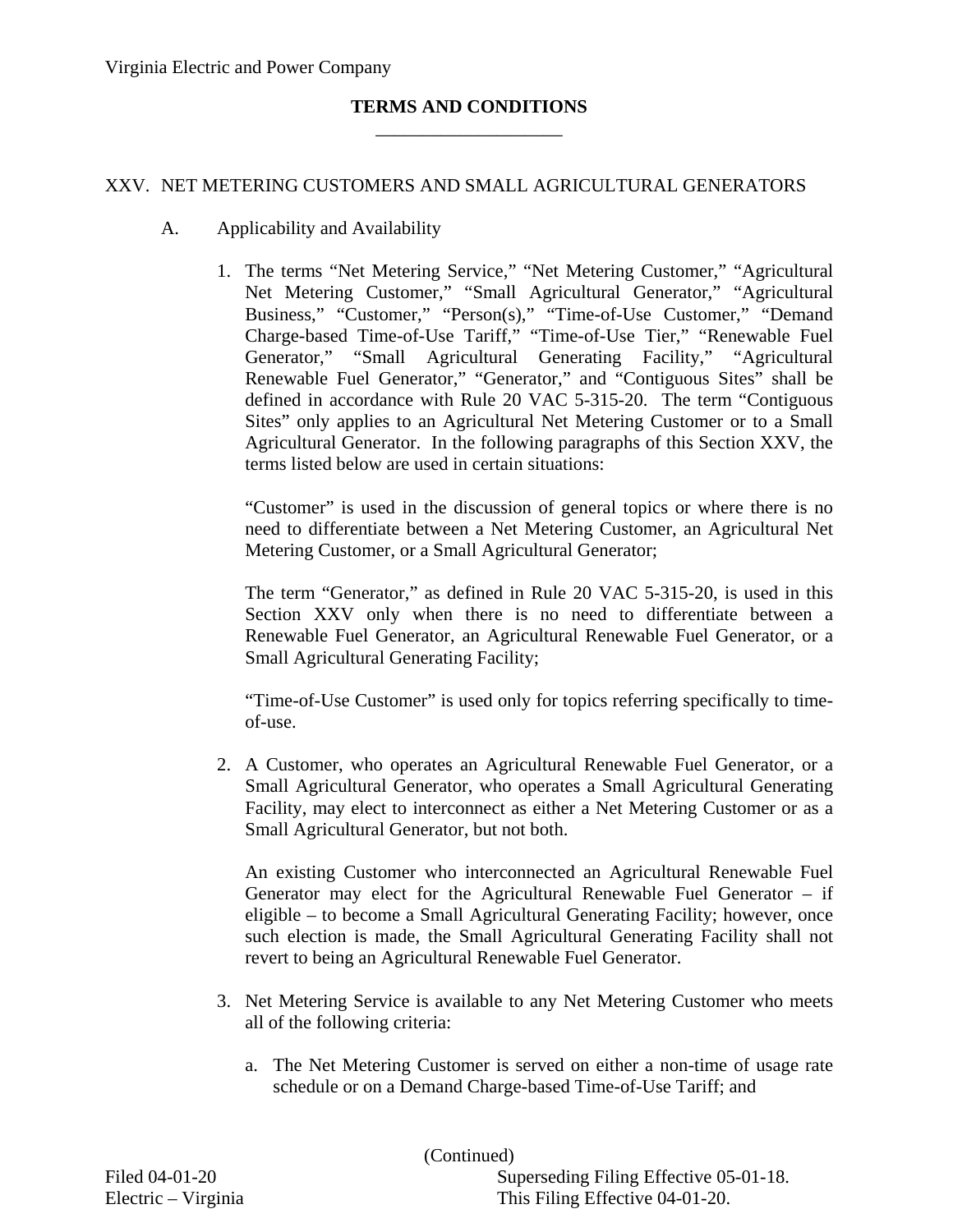Virginia Electric and Power Company

## TERMS AND CONDITIONS

### XXV. NET METERING CUSTOMERS AND SMALL AGRICULTURAL GENERATORS

A. Applicability and Availability

1. The terms "Net Metering Service," "Net Metering Customer," "Agricultural Net Metering Customer," "Small Agricultural Generator," "Agricultural Business," "Customer," "Person(s)," "Time-of-Use Customer," "Demand Charge-based Time-of-Use Tariff," "Time-of-Use Tier," "Renewable Fuel Generator," "Small Agricultural Generating Facility," "Agricultural Renewable Fuel Generator," "Generator," and "Contiguous Sites" shall be defined in accordance with Rule 20 VAC 5-315-20. The term "Contiguous Sites" only applies to an Agricultural Net Metering Customer or to a Small Agricultural Generator. In the following paragraphs of this Section XXV, the terms listed below are used in certain situations:

   "Customer" is used in the discussion of general topics or where there is no need to differentiate between a Net Metering Customer, an Agricultural Net Metering Customer, or a Small Agricultural Generator;

   The term "Generator," as defined in Rule 20 VAC 5-315-20, is used in this Section XXV only when there is no need to differentiate between a Renewable Fuel Generator, an Agricultural Renewable Fuel Generator, or a Small Agricultural Generating Facility;

   "Time-of-Use Customer" is used only for topics referring specifically to time-of-use.

2. A Customer, who operates an Agricultural Renewable Fuel Generator, or a Small Agricultural Generator, who operates a Small Agricultural Generating Facility, may elect to interconnect as either a Net Metering Customer or as a Small Agricultural Generator, but not both.

   An existing Customer who interconnected an Agricultural Renewable Fuel Generator may elect for the Agricultural Renewable Fuel Generator – if eligible – to become a Small Agricultural Generating Facility; however, once such election is made, the Small Agricultural Generating Facility shall not revert to being an Agricultural Renewable Fuel Generator.

3. Net Metering Service is available to any Net Metering Customer who meets all of the following criteria:

   a. The Net Metering Customer is served on either a non-time of usage rate schedule or on a Demand Charge-based Time-of-Use Tariff; and

(Continued)

Filed 04-01-20 Superseding Filing Effective 05-01-18.
Electric – Virginia This Filing Effective 04-01-20.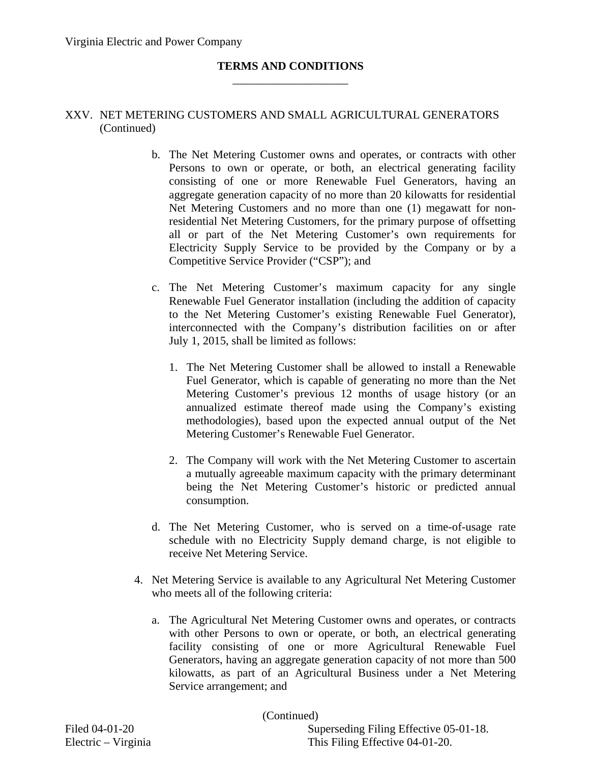## TERMS AND CONDITIONS

### XXV. NET METERING CUSTOMERS AND SMALL AGRICULTURAL GENERATORS (Continued)

b. The Net Metering Customer owns and operates, or contracts with other Persons to own or operate, or both, an electrical generating facility consisting of one or more Renewable Fuel Generators, having an aggregate generation capacity of no more than 20 kilowatts for residential Net Metering Customers and no more than one (1) megawatt for non-residential Net Metering Customers, for the primary purpose of offsetting all or part of the Net Metering Customer's own requirements for Electricity Supply Service to be provided by the Company or by a Competitive Service Provider ("CSP"); and

c. The Net Metering Customer's maximum capacity for any single Renewable Fuel Generator installation (including the addition of capacity to the Net Metering Customer's existing Renewable Fuel Generator), interconnected with the Company's distribution facilities on or after July 1, 2015, shall be limited as follows:

   1. The Net Metering Customer shall be allowed to install a Renewable Fuel Generator, which is capable of generating no more than the Net Metering Customer's previous 12 months of usage history (or an annualized estimate thereof made using the Company's existing methodologies), based upon the expected annual output of the Net Metering Customer's Renewable Fuel Generator.

   2. The Company will work with the Net Metering Customer to ascertain a mutually agreeable maximum capacity with the primary determinant being the Net Metering Customer's historic or predicted annual consumption.

d. The Net Metering Customer, who is served on a time-of-usage rate schedule with no Electricity Supply demand charge, is not eligible to receive Net Metering Service.

4. Net Metering Service is available to any Agricultural Net Metering Customer who meets all of the following criteria:

   a. The Agricultural Net Metering Customer owns and operates, or contracts with other Persons to own or operate, or both, an electrical generating facility consisting of one or more Agricultural Renewable Fuel Generators, having an aggregate generation capacity of not more than 500 kilowatts, as part of an Agricultural Business under a Net Metering Service arrangement; and

(Continued)

Filed 04-01-20
Electric – Virginia

Superseding Filing Effective 05-01-18.
This Filing Effective 04-01-20.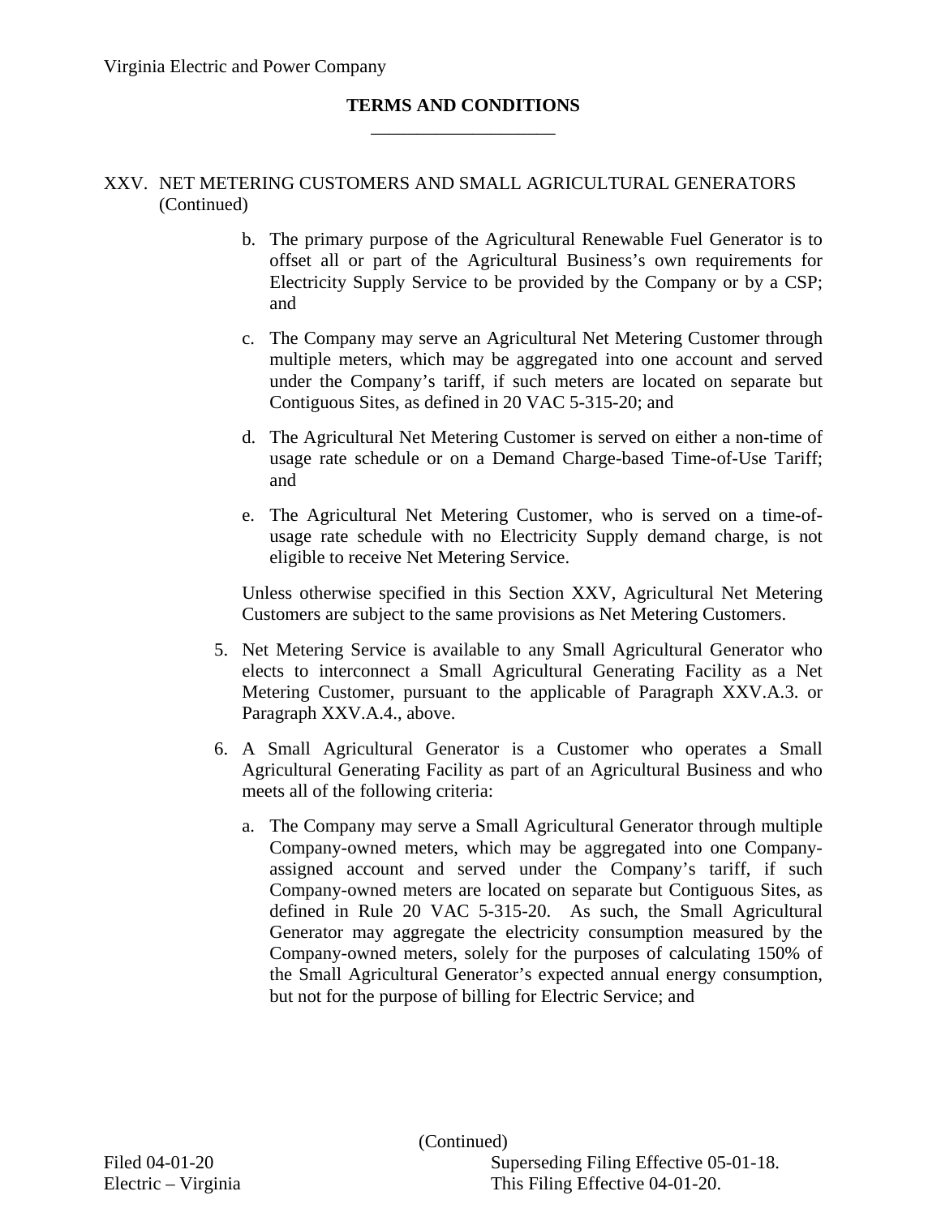# TERMS AND CONDITIONS

## XXV. NET METERING CUSTOMERS AND SMALL AGRICULTURAL GENERATORS (Continued)

b. The primary purpose of the Agricultural Renewable Fuel Generator is to offset all or part of the Agricultural Business's own requirements for Electricity Supply Service to be provided by the Company or by a CSP; and

c. The Company may serve an Agricultural Net Metering Customer through multiple meters, which may be aggregated into one account and served under the Company's tariff, if such meters are located on separate but Contiguous Sites, as defined in 20 VAC 5-315-20; and

d. The Agricultural Net Metering Customer is served on either a non-time of usage rate schedule or on a Demand Charge-based Time-of-Use Tariff; and

e. The Agricultural Net Metering Customer, who is served on a time-of-usage rate schedule with no Electricity Supply demand charge, is not eligible to receive Net Metering Service.

Unless otherwise specified in this Section XXV, Agricultural Net Metering Customers are subject to the same provisions as Net Metering Customers.

5. Net Metering Service is available to any Small Agricultural Generator who elects to interconnect a Small Agricultural Generating Facility as a Net Metering Customer, pursuant to the applicable of Paragraph XXV.A.3. or Paragraph XXV.A.4., above.

6. A Small Agricultural Generator is a Customer who operates a Small Agricultural Generating Facility as part of an Agricultural Business and who meets all of the following criteria:

   a. The Company may serve a Small Agricultural Generator through multiple Company-owned meters, which may be aggregated into one Company-assigned account and served under the Company's tariff, if such Company-owned meters are located on separate but Contiguous Sites, as defined in Rule 20 VAC 5-315-20. As such, the Small Agricultural Generator may aggregate the electricity consumption measured by the Company-owned meters, solely for the purposes of calculating 150% of the Small Agricultural Generator's expected annual energy consumption, but not for the purpose of billing for Electric Service; and

(Continued)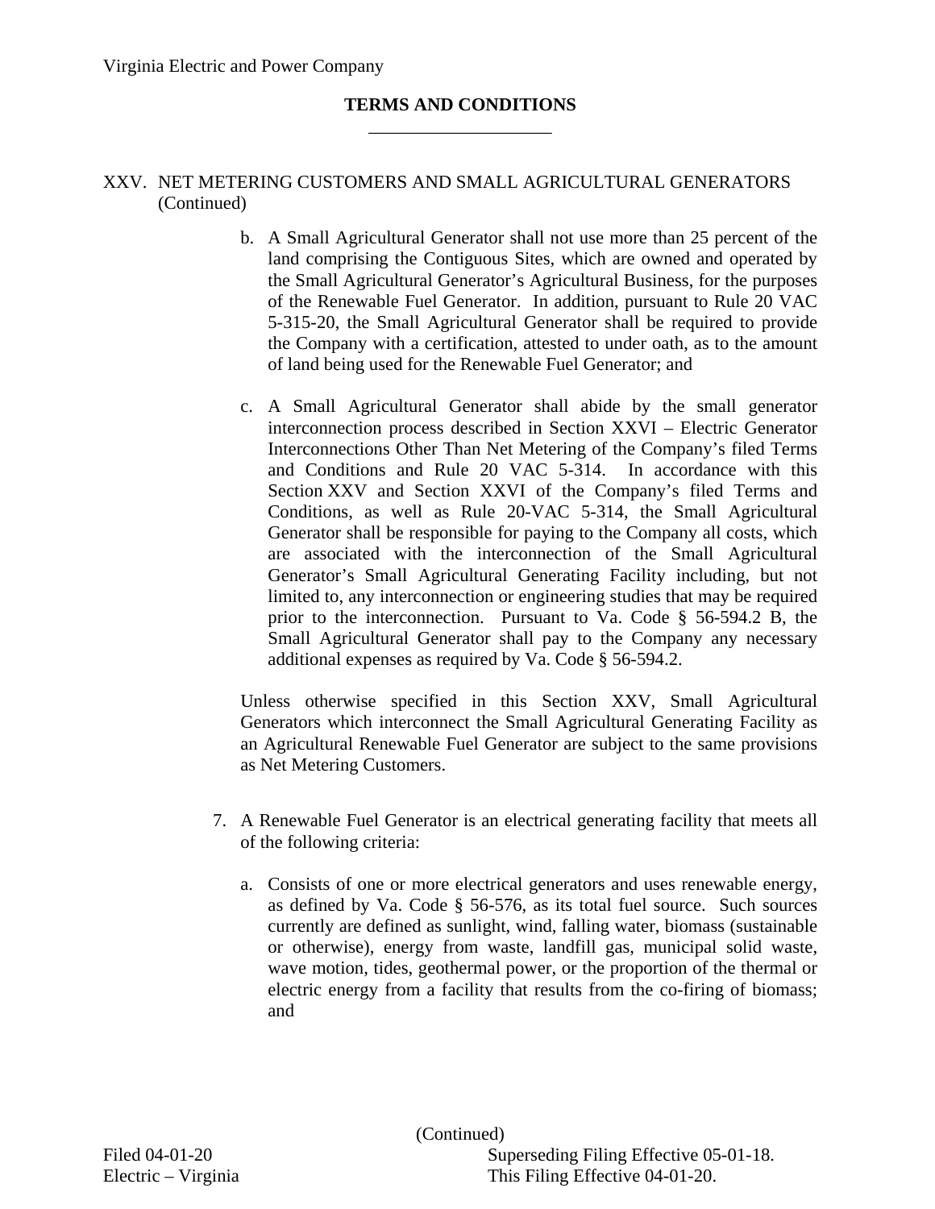## TERMS AND CONDITIONS

XXV. NET METERING CUSTOMERS AND SMALL AGRICULTURAL GENERATORS (Continued)

b. A Small Agricultural Generator shall not use more than 25 percent of the land comprising the Contiguous Sites, which are owned and operated by the Small Agricultural Generator's Agricultural Business, for the purposes of the Renewable Fuel Generator. In addition, pursuant to Rule 20 VAC 5-315-20, the Small Agricultural Generator shall be required to provide the Company with a certification, attested to under oath, as to the amount of land being used for the Renewable Fuel Generator; and

c. A Small Agricultural Generator shall abide by the small generator interconnection process described in Section XXVI – Electric Generator Interconnections Other Than Net Metering of the Company's filed Terms and Conditions and Rule 20 VAC 5-314. In accordance with this Section XXV and Section XXVI of the Company's filed Terms and Conditions, as well as Rule 20-VAC 5-314, the Small Agricultural Generator shall be responsible for paying to the Company all costs, which are associated with the interconnection of the Small Agricultural Generator's Small Agricultural Generating Facility including, but not limited to, any interconnection or engineering studies that may be required prior to the interconnection. Pursuant to Va. Code § 56-594.2 B, the Small Agricultural Generator shall pay to the Company any necessary additional expenses as required by Va. Code § 56-594.2.

Unless otherwise specified in this Section XXV, Small Agricultural Generators which interconnect the Small Agricultural Generating Facility as an Agricultural Renewable Fuel Generator are subject to the same provisions as Net Metering Customers.

7. A Renewable Fuel Generator is an electrical generating facility that meets all of the following criteria:

a. Consists of one or more electrical generators and uses renewable energy, as defined by Va. Code § 56-576, as its total fuel source. Such sources currently are defined as sunlight, wind, falling water, biomass (sustainable or otherwise), energy from waste, landfill gas, municipal solid waste, wave motion, tides, geothermal power, or the proportion of the thermal or electric energy from a facility that results from the co-firing of biomass; and

(Continued)

Filed 04-01-20 Superseding Filing Effective 05-01-18.
Electric – Virginia This Filing Effective 04-01-20.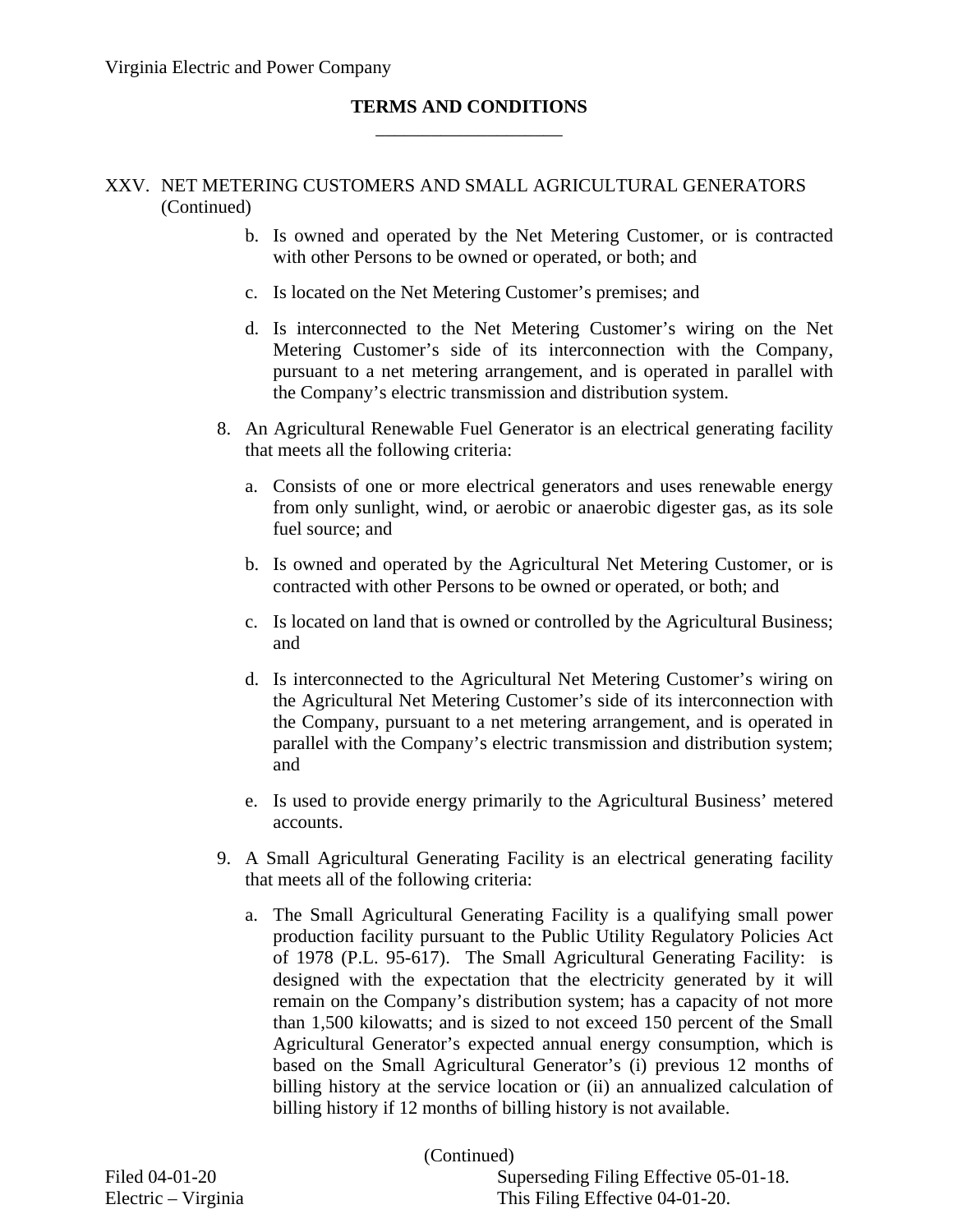XXV. NET METERING CUSTOMERS AND SMALL AGRICULTURAL GENERATORS (Continued)

b. Is owned and operated by the Net Metering Customer, or is contracted with other Persons to be owned or operated, or both; and

c. Is located on the Net Metering Customer's premises; and

d. Is interconnected to the Net Metering Customer's wiring on the Net Metering Customer's side of its interconnection with the Company, pursuant to a net metering arrangement, and is operated in parallel with the Company's electric transmission and distribution system.

8. An Agricultural Renewable Fuel Generator is an electrical generating facility that meets all the following criteria:

   a. Consists of one or more electrical generators and uses renewable energy from only sunlight, wind, or aerobic or anaerobic digester gas, as its sole fuel source; and

   b. Is owned and operated by the Agricultural Net Metering Customer, or is contracted with other Persons to be owned or operated, or both; and

   c. Is located on land that is owned or controlled by the Agricultural Business; and

   d. Is interconnected to the Agricultural Net Metering Customer's wiring on the Agricultural Net Metering Customer's side of its interconnection with the Company, pursuant to a net metering arrangement, and is operated in parallel with the Company's electric transmission and distribution system; and

   e. Is used to provide energy primarily to the Agricultural Business' metered accounts.

9. A Small Agricultural Generating Facility is an electrical generating facility that meets all of the following criteria:

   a. The Small Agricultural Generating Facility is a qualifying small power production facility pursuant to the Public Utility Regulatory Policies Act of 1978 (P.L. 95-617). The Small Agricultural Generating Facility: is designed with the expectation that the electricity generated by it will remain on the Company's distribution system; has a capacity of not more than 1,500 kilowatts; and is sized to not exceed 150 percent of the Small Agricultural Generator's expected annual energy consumption, which is based on the Small Agricultural Generator's (i) previous 12 months of billing history at the service location or (ii) an annualized calculation of billing history if 12 months of billing history is not available.

(Continued)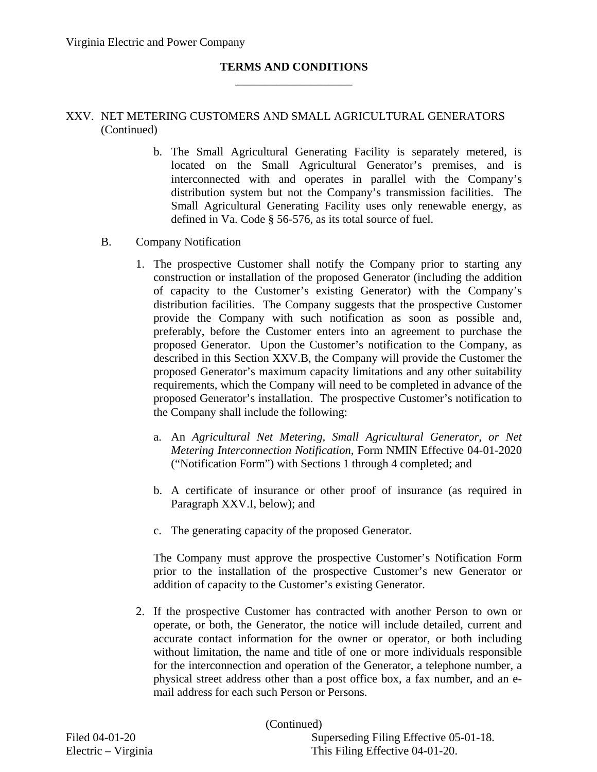XXV. NET METERING CUSTOMERS AND SMALL AGRICULTURAL GENERATORS (Continued)

b. The Small Agricultural Generating Facility is separately metered, is located on the Small Agricultural Generator's premises, and is interconnected with and operates in parallel with the Company's distribution system but not the Company's transmission facilities. The Small Agricultural Generating Facility uses only renewable energy, as defined in Va. Code § 56-576, as its total source of fuel.

B. Company Notification

1. The prospective Customer shall notify the Company prior to starting any construction or installation of the proposed Generator (including the addition of capacity to the Customer's existing Generator) with the Company's distribution facilities. The Company suggests that the prospective Customer provide the Company with such notification as soon as possible and, preferably, before the Customer enters into an agreement to purchase the proposed Generator. Upon the Customer's notification to the Company, as described in this Section XXV.B, the Company will provide the Customer the proposed Generator's maximum capacity limitations and any other suitability requirements, which the Company will need to be completed in advance of the proposed Generator's installation. The prospective Customer's notification to the Company shall include the following:

   a. An *Agricultural Net Metering, Small Agricultural Generator, or Net Metering Interconnection Notification*, Form NMIN Effective 04-01-2020 ("Notification Form") with Sections 1 through 4 completed; and

   b. A certificate of insurance or other proof of insurance (as required in Paragraph XXV.I, below); and

   c. The generating capacity of the proposed Generator.

   The Company must approve the prospective Customer's Notification Form prior to the installation of the prospective Customer's new Generator or addition of capacity to the Customer's existing Generator.

2. If the prospective Customer has contracted with another Person to own or operate, or both, the Generator, the notice will include detailed, current and accurate contact information for the owner or operator, or both including without limitation, the name and title of one or more individuals responsible for the interconnection and operation of the Generator, a telephone number, a physical street address other than a post office box, a fax number, and an e-mail address for each such Person or Persons.

(Continued)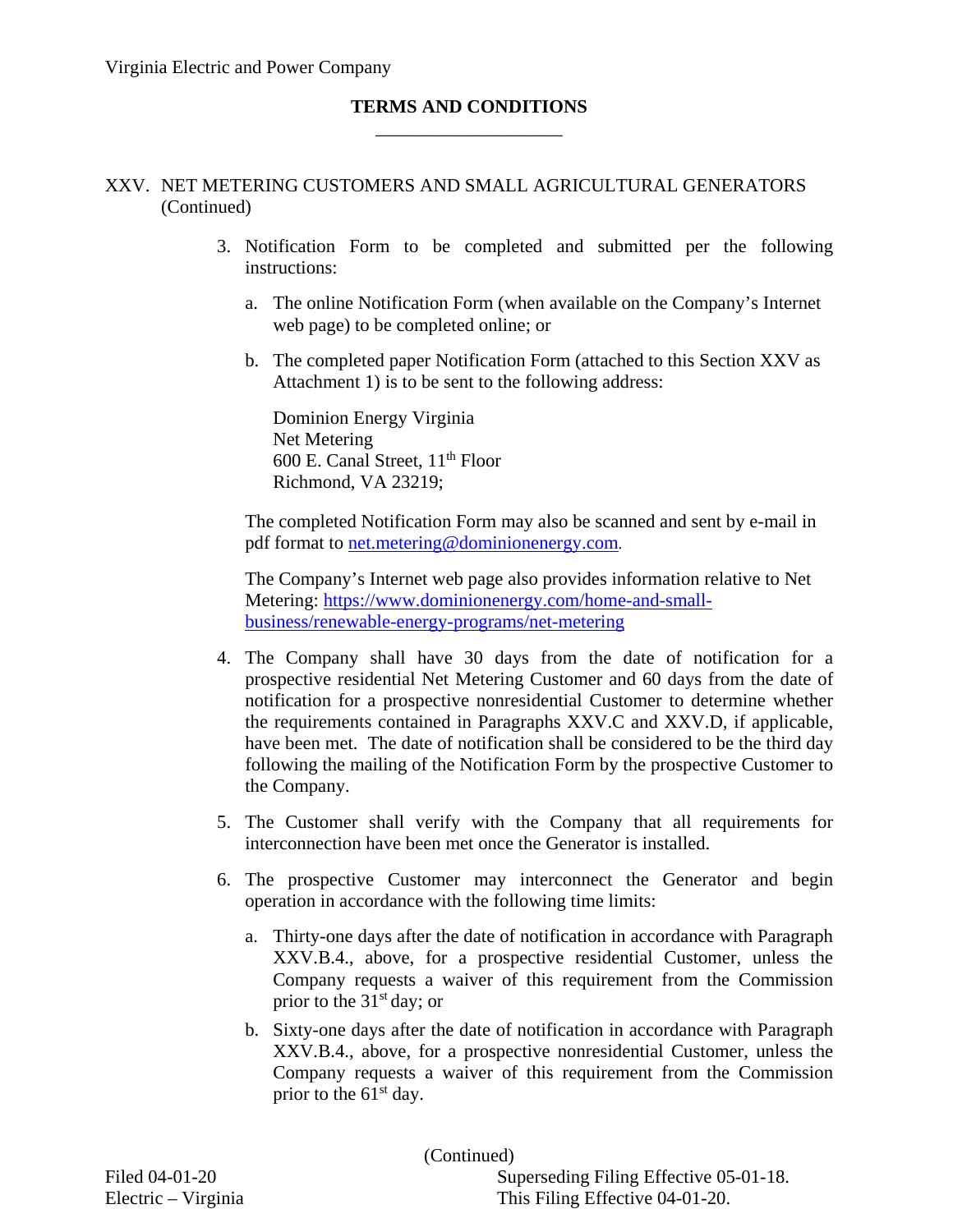Virginia Electric and Power Company

**TERMS AND CONDITIONS**

XXV. NET METERING CUSTOMERS AND SMALL AGRICULTURAL GENERATORS (Continued)

3. Notification Form to be completed and submitted per the following instructions:

   a. The online Notification Form (when available on the Company's Internet web page) to be completed online; or

   b. The completed paper Notification Form (attached to this Section XXV as Attachment 1) is to be sent to the following address:

      Dominion Energy Virginia
      Net Metering
      600 E. Canal Street, 11th Floor
      Richmond, VA 23219;

   The completed Notification Form may also be scanned and sent by e-mail in pdf format to net.metering@dominionenergy.com.

   The Company's Internet web page also provides information relative to Net Metering: https://www.dominionenergy.com/home-and-small-business/renewable-energy-programs/net-metering

4. The Company shall have 30 days from the date of notification for a prospective residential Net Metering Customer and 60 days from the date of notification for a prospective nonresidential Customer to determine whether the requirements contained in Paragraphs XXV.C and XXV.D, if applicable, have been met. The date of notification shall be considered to be the third day following the mailing of the Notification Form by the prospective Customer to the Company.

5. The Customer shall verify with the Company that all requirements for interconnection have been met once the Generator is installed.

6. The prospective Customer may interconnect the Generator and begin operation in accordance with the following time limits:

   a. Thirty-one days after the date of notification in accordance with Paragraph XXV.B.4., above, for a prospective residential Customer, unless the Company requests a waiver of this requirement from the Commission prior to the 31st day; or

   b. Sixty-one days after the date of notification in accordance with Paragraph XXV.B.4., above, for a prospective nonresidential Customer, unless the Company requests a waiver of this requirement from the Commission prior to the 61st day.

(Continued)

Filed 04-01-20
Electric – Virginia

Superseding Filing Effective 05-01-18.
This Filing Effective 04-01-20.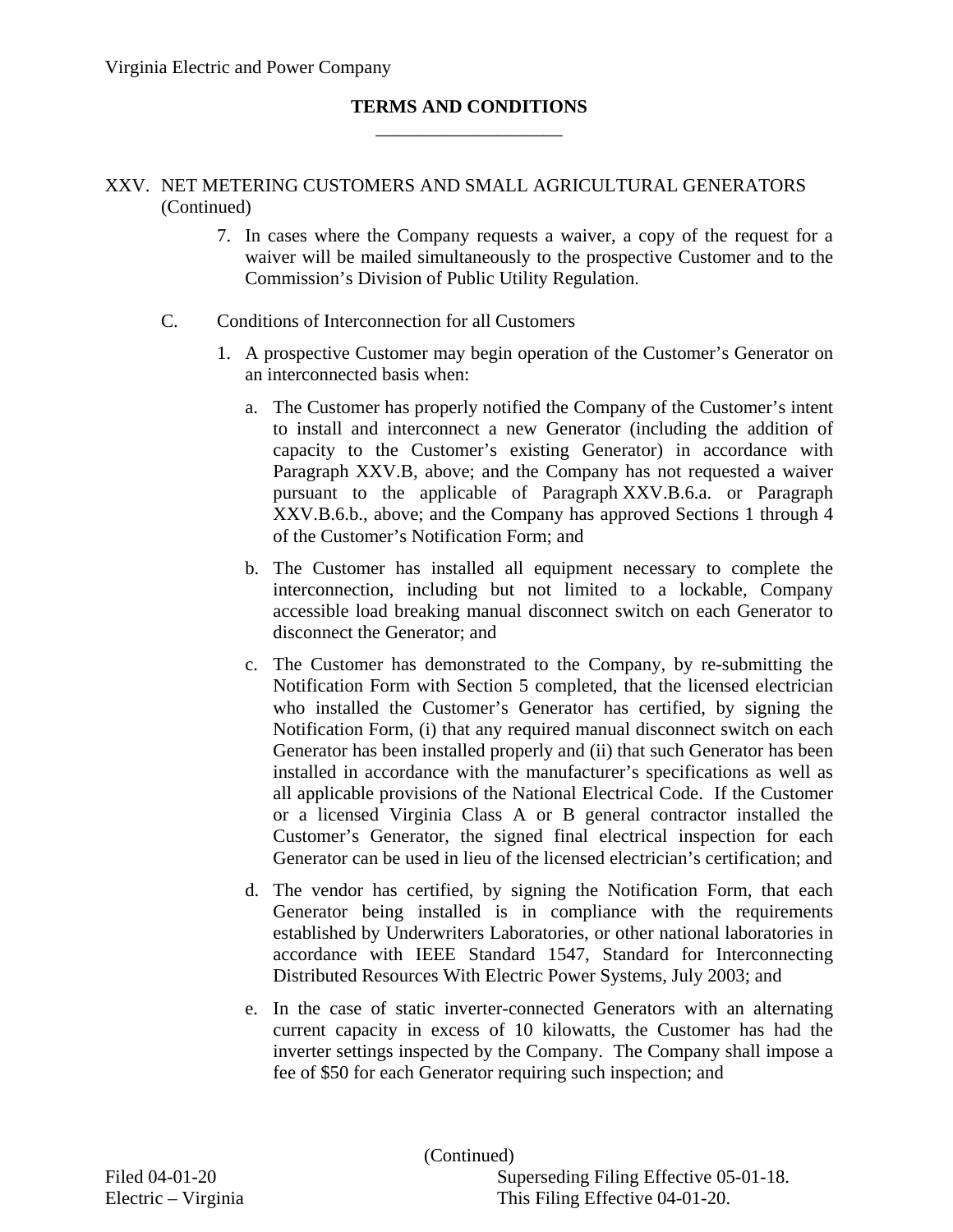## TERMS AND CONDITIONS

XXV. NET METERING CUSTOMERS AND SMALL AGRICULTURAL GENERATORS (Continued)

7. In cases where the Company requests a waiver, a copy of the request for a waiver will be mailed simultaneously to the prospective Customer and to the Commission's Division of Public Utility Regulation.

C. Conditions of Interconnection for all Customers

1. A prospective Customer may begin operation of the Customer's Generator on an interconnected basis when:

   a. The Customer has properly notified the Company of the Customer's intent to install and interconnect a new Generator (including the addition of capacity to the Customer's existing Generator) in accordance with Paragraph XXV.B, above; and the Company has not requested a waiver pursuant to the applicable of Paragraph XXV.B.6.a. or Paragraph XXV.B.6.b., above; and the Company has approved Sections 1 through 4 of the Customer's Notification Form; and

   b. The Customer has installed all equipment necessary to complete the interconnection, including but not limited to a lockable, Company accessible load breaking manual disconnect switch on each Generator to disconnect the Generator; and

   c. The Customer has demonstrated to the Company, by re-submitting the Notification Form with Section 5 completed, that the licensed electrician who installed the Customer's Generator has certified, by signing the Notification Form, (i) that any required manual disconnect switch on each Generator has been installed properly and (ii) that such Generator has been installed in accordance with the manufacturer's specifications as well as all applicable provisions of the National Electrical Code. If the Customer or a licensed Virginia Class A or B general contractor installed the Customer's Generator, the signed final electrical inspection for each Generator can be used in lieu of the licensed electrician's certification; and

   d. The vendor has certified, by signing the Notification Form, that each Generator being installed is in compliance with the requirements established by Underwriters Laboratories, or other national laboratories in accordance with IEEE Standard 1547, Standard for Interconnecting Distributed Resources With Electric Power Systems, July 2003; and

   e. In the case of static inverter-connected Generators with an alternating current capacity in excess of 10 kilowatts, the Customer has had the inverter settings inspected by the Company. The Company shall impose a fee of $50 for each Generator requiring such inspection; and

(Continued)

Filed 04-01-20
Electric – Virginia

Superseding Filing Effective 05-01-18.
This Filing Effective 04-01-20.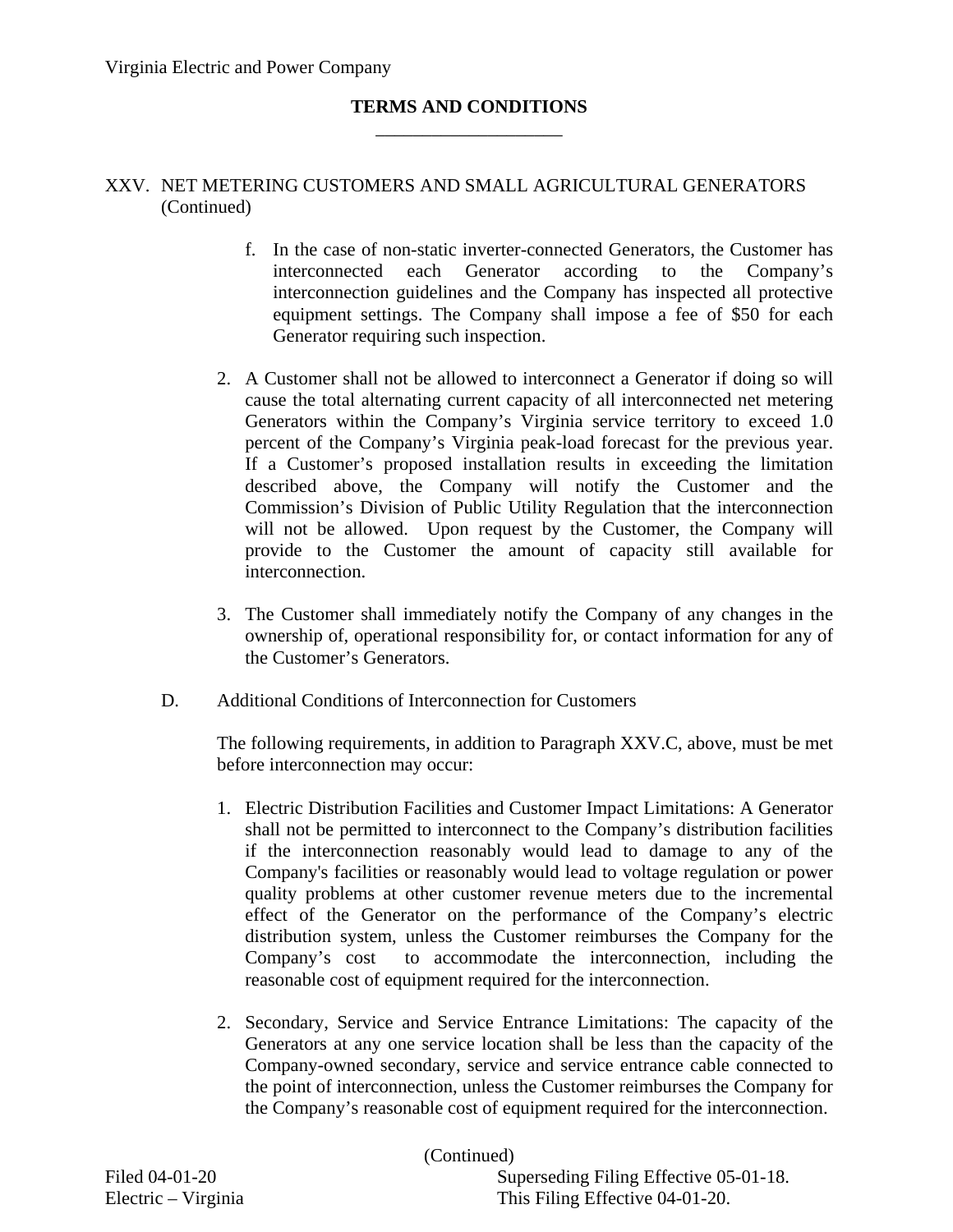## TERMS AND CONDITIONS

### XXV. NET METERING CUSTOMERS AND SMALL AGRICULTURAL GENERATORS (Continued)

f. In the case of non-static inverter-connected Generators, the Customer has interconnected each Generator according to the Company's interconnection guidelines and the Company has inspected all protective equipment settings. The Company shall impose a fee of $50 for each Generator requiring such inspection.

2. A Customer shall not be allowed to interconnect a Generator if doing so will cause the total alternating current capacity of all interconnected net metering Generators within the Company's Virginia service territory to exceed 1.0 percent of the Company's Virginia peak-load forecast for the previous year. If a Customer's proposed installation results in exceeding the limitation described above, the Company will notify the Customer and the Commission's Division of Public Utility Regulation that the interconnection will not be allowed. Upon request by the Customer, the Company will provide to the Customer the amount of capacity still available for interconnection.

3. The Customer shall immediately notify the Company of any changes in the ownership of, operational responsibility for, or contact information for any of the Customer's Generators.

D. Additional Conditions of Interconnection for Customers

The following requirements, in addition to Paragraph XXV.C, above, must be met before interconnection may occur:

1. Electric Distribution Facilities and Customer Impact Limitations: A Generator shall not be permitted to interconnect to the Company's distribution facilities if the interconnection reasonably would lead to damage to any of the Company's facilities or reasonably would lead to voltage regulation or power quality problems at other customer revenue meters due to the incremental effect of the Generator on the performance of the Company's electric distribution system, unless the Customer reimburses the Company for the Company's cost to accommodate the interconnection, including the reasonable cost of equipment required for the interconnection.

2. Secondary, Service and Service Entrance Limitations: The capacity of the Generators at any one service location shall be less than the capacity of the Company-owned secondary, service and service entrance cable connected to the point of interconnection, unless the Customer reimburses the Company for the Company's reasonable cost of equipment required for the interconnection.

(Continued)

Filed 04-01-20
Electric – Virginia

Superseding Filing Effective 05-01-18.
This Filing Effective 04-01-20.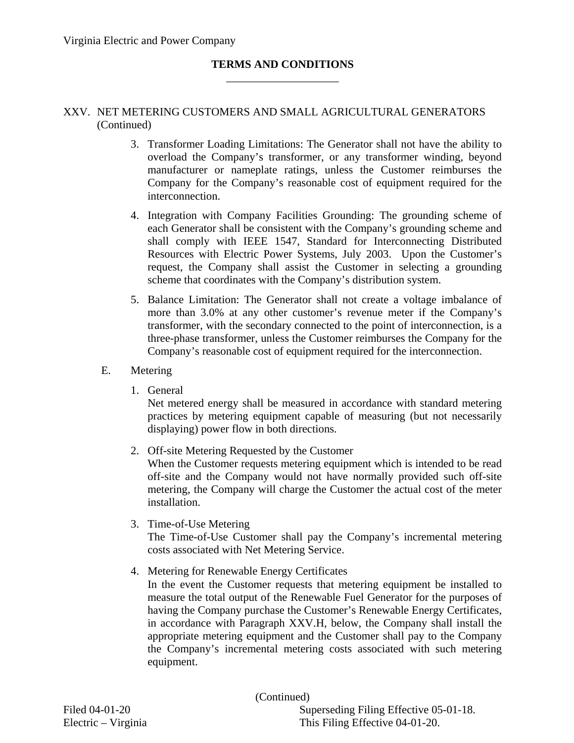Virginia Electric and Power Company

**TERMS AND CONDITIONS**

XXV. NET METERING CUSTOMERS AND SMALL AGRICULTURAL GENERATORS (Continued)

3. Transformer Loading Limitations: The Generator shall not have the ability to overload the Company's transformer, or any transformer winding, beyond manufacturer or nameplate ratings, unless the Customer reimburses the Company for the Company's reasonable cost of equipment required for the interconnection.

4. Integration with Company Facilities Grounding: The grounding scheme of each Generator shall be consistent with the Company's grounding scheme and shall comply with IEEE 1547, Standard for Interconnecting Distributed Resources with Electric Power Systems, July 2003. Upon the Customer's request, the Company shall assist the Customer in selecting a grounding scheme that coordinates with the Company's distribution system.

5. Balance Limitation: The Generator shall not create a voltage imbalance of more than 3.0% at any other customer's revenue meter if the Company's transformer, with the secondary connected to the point of interconnection, is a three-phase transformer, unless the Customer reimburses the Company for the Company's reasonable cost of equipment required for the interconnection.

E. Metering

1. General
   Net metered energy shall be measured in accordance with standard metering practices by metering equipment capable of measuring (but not necessarily displaying) power flow in both directions.

2. Off-site Metering Requested by the Customer
   When the Customer requests metering equipment which is intended to be read off-site and the Company would not have normally provided such off-site metering, the Company will charge the Customer the actual cost of the meter installation.

3. Time-of-Use Metering
   The Time-of-Use Customer shall pay the Company's incremental metering costs associated with Net Metering Service.

4. Metering for Renewable Energy Certificates
   In the event the Customer requests that metering equipment be installed to measure the total output of the Renewable Fuel Generator for the purposes of having the Company purchase the Customer's Renewable Energy Certificates, in accordance with Paragraph XXV.H, below, the Company shall install the appropriate metering equipment and the Customer shall pay to the Company the Company's incremental metering costs associated with such metering equipment.

(Continued)

Filed 04-01-20
Electric – Virginia

Superseding Filing Effective 05-01-18.
This Filing Effective 04-01-20.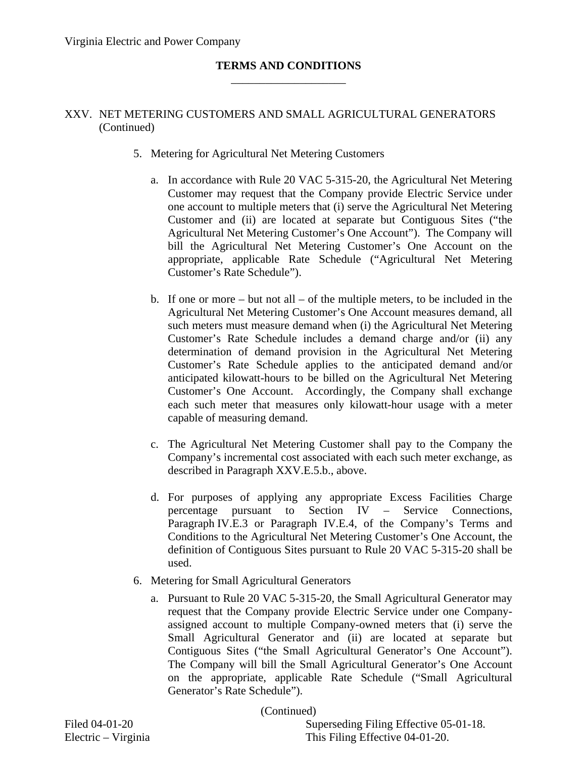Virginia Electric and Power Company

**TERMS AND CONDITIONS**

XXV. NET METERING CUSTOMERS AND SMALL AGRICULTURAL GENERATORS (Continued)

5. Metering for Agricultural Net Metering Customers

   a. In accordance with Rule 20 VAC 5-315-20, the Agricultural Net Metering Customer may request that the Company provide Electric Service under one account to multiple meters that (i) serve the Agricultural Net Metering Customer and (ii) are located at separate but Contiguous Sites ("the Agricultural Net Metering Customer's One Account"). The Company will bill the Agricultural Net Metering Customer's One Account on the appropriate, applicable Rate Schedule ("Agricultural Net Metering Customer's Rate Schedule").

   b. If one or more – but not all – of the multiple meters, to be included in the Agricultural Net Metering Customer's One Account measures demand, all such meters must measure demand when (i) the Agricultural Net Metering Customer's Rate Schedule includes a demand charge and/or (ii) any determination of demand provision in the Agricultural Net Metering Customer's Rate Schedule applies to the anticipated demand and/or anticipated kilowatt-hours to be billed on the Agricultural Net Metering Customer's One Account. Accordingly, the Company shall exchange each such meter that measures only kilowatt-hour usage with a meter capable of measuring demand.

   c. The Agricultural Net Metering Customer shall pay to the Company the Company's incremental cost associated with each such meter exchange, as described in Paragraph XXV.E.5.b., above.

   d. For purposes of applying any appropriate Excess Facilities Charge percentage pursuant to Section IV – Service Connections, Paragraph IV.E.3 or Paragraph IV.E.4, of the Company's Terms and Conditions to the Agricultural Net Metering Customer's One Account, the definition of Contiguous Sites pursuant to Rule 20 VAC 5-315-20 shall be used.

6. Metering for Small Agricultural Generators

   a. Pursuant to Rule 20 VAC 5-315-20, the Small Agricultural Generator may request that the Company provide Electric Service under one Company-assigned account to multiple Company-owned meters that (i) serve the Small Agricultural Generator and (ii) are located at separate but Contiguous Sites ("the Small Agricultural Generator's One Account"). The Company will bill the Small Agricultural Generator's One Account on the appropriate, applicable Rate Schedule ("Small Agricultural Generator's Rate Schedule").

(Continued)

Filed 04-01-20
Electric – Virginia

Superseding Filing Effective 05-01-18.
This Filing Effective 04-01-20.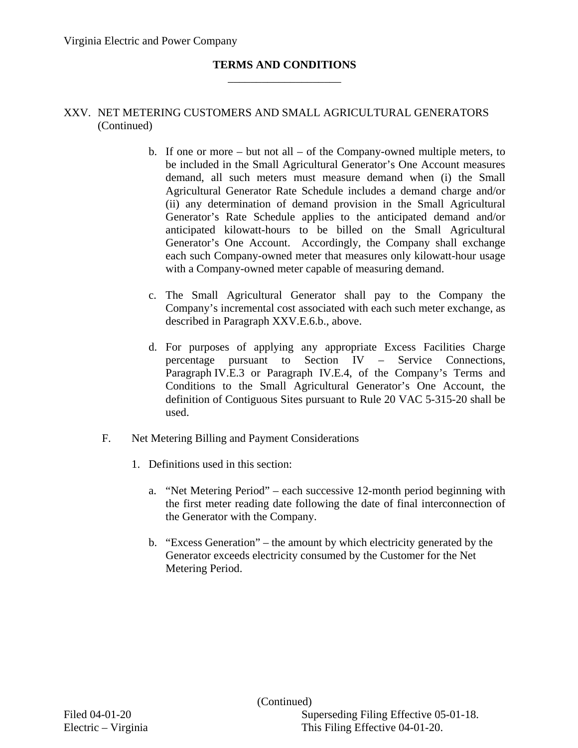## TERMS AND CONDITIONS

### XXV. NET METERING CUSTOMERS AND SMALL AGRICULTURAL GENERATORS (Continued)

b. If one or more – but not all – of the Company-owned multiple meters, to be included in the Small Agricultural Generator's One Account measures demand, all such meters must measure demand when (i) the Small Agricultural Generator Rate Schedule includes a demand charge and/or (ii) any determination of demand provision in the Small Agricultural Generator's Rate Schedule applies to the anticipated demand and/or anticipated kilowatt-hours to be billed on the Small Agricultural Generator's One Account. Accordingly, the Company shall exchange each such Company-owned meter that measures only kilowatt-hour usage with a Company-owned meter capable of measuring demand.

c. The Small Agricultural Generator shall pay to the Company the Company's incremental cost associated with each such meter exchange, as described in Paragraph XXV.E.6.b., above.

d. For purposes of applying any appropriate Excess Facilities Charge percentage pursuant to Section IV – Service Connections, Paragraph IV.E.3 or Paragraph IV.E.4, of the Company's Terms and Conditions to the Small Agricultural Generator's One Account, the definition of Contiguous Sites pursuant to Rule 20 VAC 5-315-20 shall be used.

F. Net Metering Billing and Payment Considerations

1. Definitions used in this section:

   a. "Net Metering Period" – each successive 12-month period beginning with the first meter reading date following the date of final interconnection of the Generator with the Company.

   b. "Excess Generation" – the amount by which electricity generated by the Generator exceeds electricity consumed by the Customer for the Net Metering Period.

(Continued)

Filed 04-01-20
Electric – Virginia

Superseding Filing Effective 05-01-18.
This Filing Effective 04-01-20.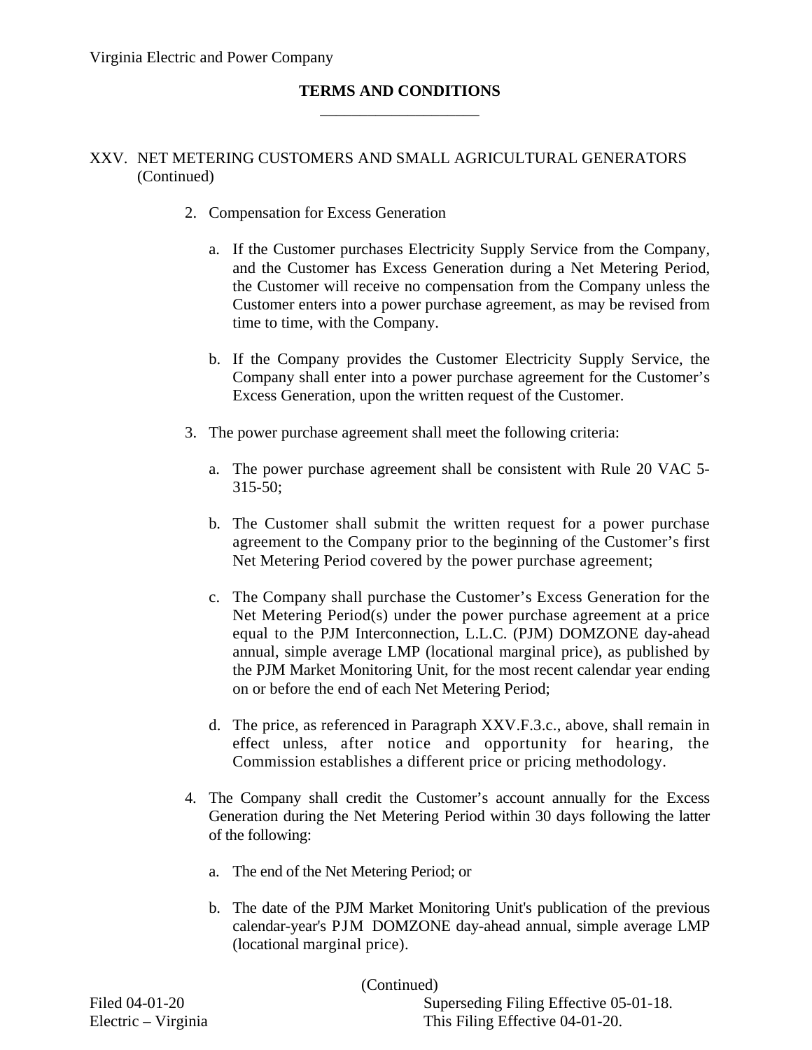Virginia Electric and Power Company

**TERMS AND CONDITIONS**

XXV. NET METERING CUSTOMERS AND SMALL AGRICULTURAL GENERATORS (Continued)

2. Compensation for Excess Generation

   a. If the Customer purchases Electricity Supply Service from the Company, and the Customer has Excess Generation during a Net Metering Period, the Customer will receive no compensation from the Company unless the Customer enters into a power purchase agreement, as may be revised from time to time, with the Company.

   b. If the Company provides the Customer Electricity Supply Service, the Company shall enter into a power purchase agreement for the Customer's Excess Generation, upon the written request of the Customer.

3. The power purchase agreement shall meet the following criteria:

   a. The power purchase agreement shall be consistent with Rule 20 VAC 5-315-50;

   b. The Customer shall submit the written request for a power purchase agreement to the Company prior to the beginning of the Customer's first Net Metering Period covered by the power purchase agreement;

   c. The Company shall purchase the Customer's Excess Generation for the Net Metering Period(s) under the power purchase agreement at a price equal to the PJM Interconnection, L.L.C. (PJM) DOMZONE day-ahead annual, simple average LMP (locational marginal price), as published by the PJM Market Monitoring Unit, for the most recent calendar year ending on or before the end of each Net Metering Period;

   d. The price, as referenced in Paragraph XXV.F.3.c., above, shall remain in effect unless, after notice and opportunity for hearing, the Commission establishes a different price or pricing methodology.

4. The Company shall credit the Customer's account annually for the Excess Generation during the Net Metering Period within 30 days following the latter of the following:

   a. The end of the Net Metering Period; or

   b. The date of the PJM Market Monitoring Unit's publication of the previous calendar-year's PJM DOMZONE day-ahead annual, simple average LMP (locational marginal price).

(Continued)

Filed 04-01-20
Electric – Virginia

Superseding Filing Effective 05-01-18.
This Filing Effective 04-01-20.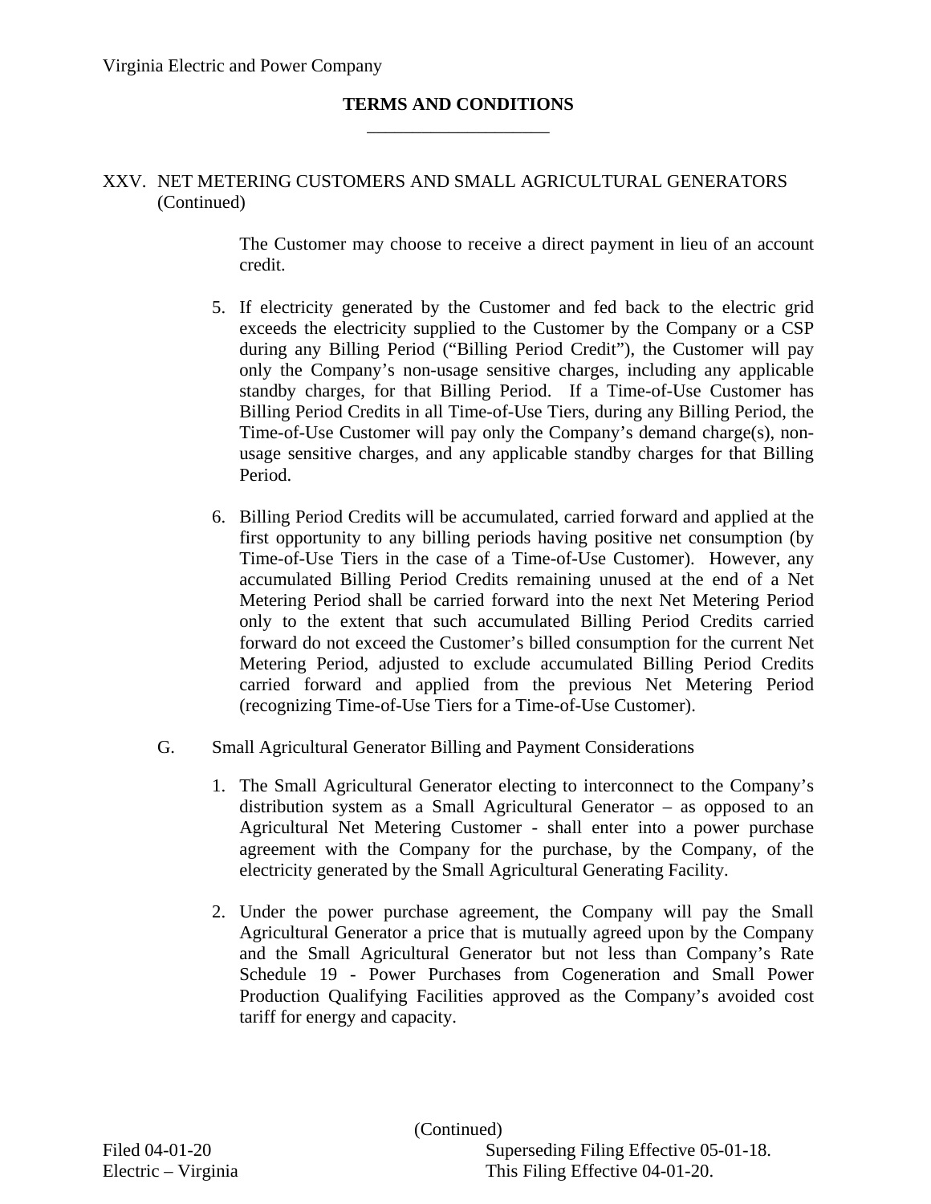## XXV. NET METERING CUSTOMERS AND SMALL AGRICULTURAL GENERATORS (Continued)

The Customer may choose to receive a direct payment in lieu of an account credit.

5. If electricity generated by the Customer and fed back to the electric grid exceeds the electricity supplied to the Customer by the Company or a CSP during any Billing Period ("Billing Period Credit"), the Customer will pay only the Company's non-usage sensitive charges, including any applicable standby charges, for that Billing Period. If a Time-of-Use Customer has Billing Period Credits in all Time-of-Use Tiers, during any Billing Period, the Time-of-Use Customer will pay only the Company's demand charge(s), non-usage sensitive charges, and any applicable standby charges for that Billing Period.

6. Billing Period Credits will be accumulated, carried forward and applied at the first opportunity to any billing periods having positive net consumption (by Time-of-Use Tiers in the case of a Time-of-Use Customer). However, any accumulated Billing Period Credits remaining unused at the end of a Net Metering Period shall be carried forward into the next Net Metering Period only to the extent that such accumulated Billing Period Credits carried forward do not exceed the Customer's billed consumption for the current Net Metering Period, adjusted to exclude accumulated Billing Period Credits carried forward and applied from the previous Net Metering Period (recognizing Time-of-Use Tiers for a Time-of-Use Customer).

G. Small Agricultural Generator Billing and Payment Considerations

1. The Small Agricultural Generator electing to interconnect to the Company's distribution system as a Small Agricultural Generator – as opposed to an Agricultural Net Metering Customer - shall enter into a power purchase agreement with the Company for the purchase, by the Company, of the electricity generated by the Small Agricultural Generating Facility.

2. Under the power purchase agreement, the Company will pay the Small Agricultural Generator a price that is mutually agreed upon by the Company and the Small Agricultural Generator but not less than Company's Rate Schedule 19 - Power Purchases from Cogeneration and Small Power Production Qualifying Facilities approved as the Company's avoided cost tariff for energy and capacity.

(Continued)

Filed 04-01-20
Electric – Virginia

Superseding Filing Effective 05-01-18.
This Filing Effective 04-01-20.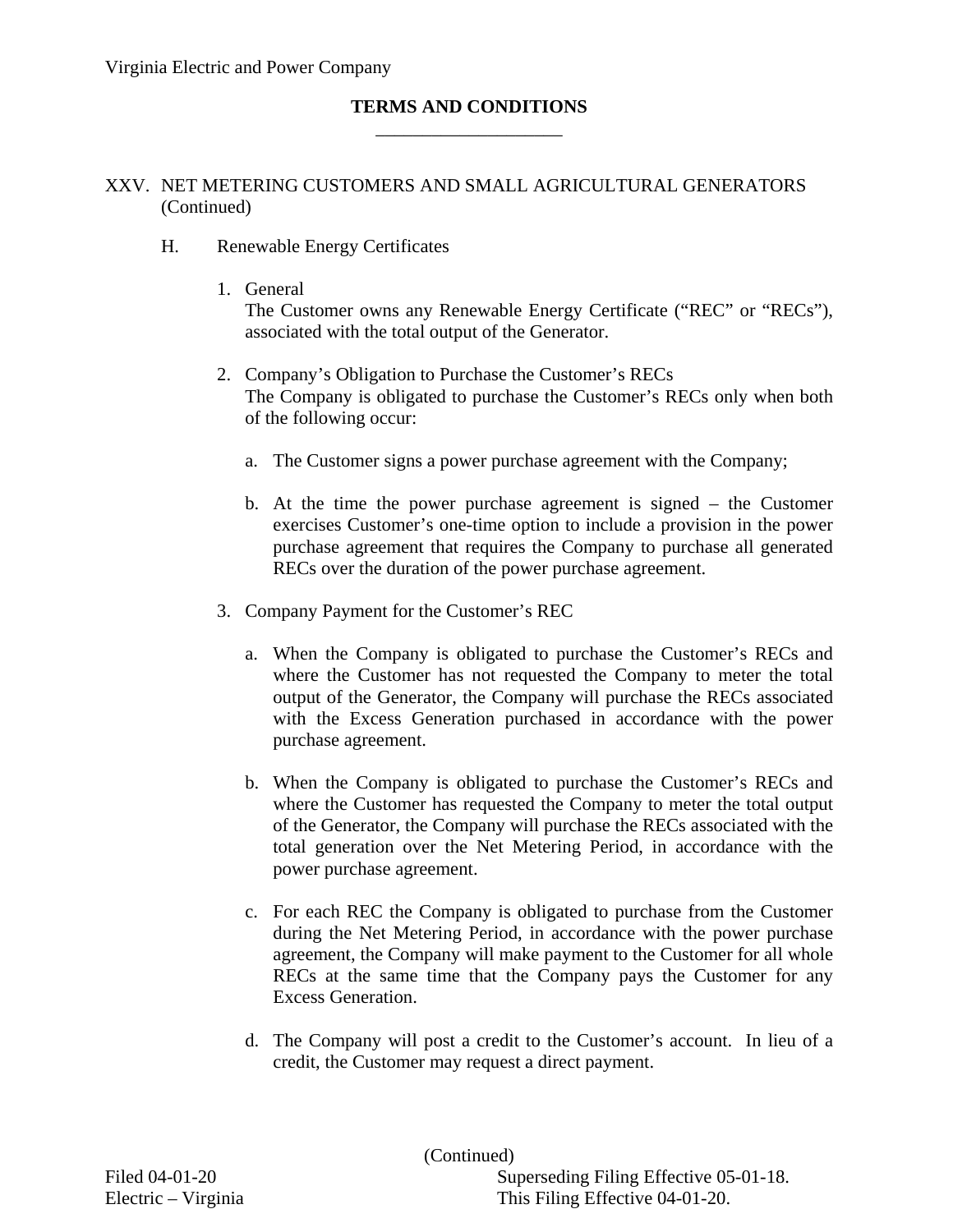Virginia Electric and Power Company

## TERMS AND CONDITIONS

### XXV. NET METERING CUSTOMERS AND SMALL AGRICULTURAL GENERATORS (Continued)

#### H. Renewable Energy Certificates

1. General
   The Customer owns any Renewable Energy Certificate ("REC" or "RECs"), associated with the total output of the Generator.

2. Company's Obligation to Purchase the Customer's RECs
   The Company is obligated to purchase the Customer's RECs only when both of the following occur:

   a. The Customer signs a power purchase agreement with the Company;

   b. At the time the power purchase agreement is signed – the Customer exercises Customer's one-time option to include a provision in the power purchase agreement that requires the Company to purchase all generated RECs over the duration of the power purchase agreement.

3. Company Payment for the Customer's REC

   a. When the Company is obligated to purchase the Customer's RECs and where the Customer has not requested the Company to meter the total output of the Generator, the Company will purchase the RECs associated with the Excess Generation purchased in accordance with the power purchase agreement.

   b. When the Company is obligated to purchase the Customer's RECs and where the Customer has requested the Company to meter the total output of the Generator, the Company will purchase the RECs associated with the total generation over the Net Metering Period, in accordance with the power purchase agreement.

   c. For each REC the Company is obligated to purchase from the Customer during the Net Metering Period, in accordance with the power purchase agreement, the Company will make payment to the Customer for all whole RECs at the same time that the Company pays the Customer for any Excess Generation.

   d. The Company will post a credit to the Customer's account. In lieu of a credit, the Customer may request a direct payment.

(Continued)

Filed 04-01-20
Electric – Virginia

Superseding Filing Effective 05-01-18.
This Filing Effective 04-01-20.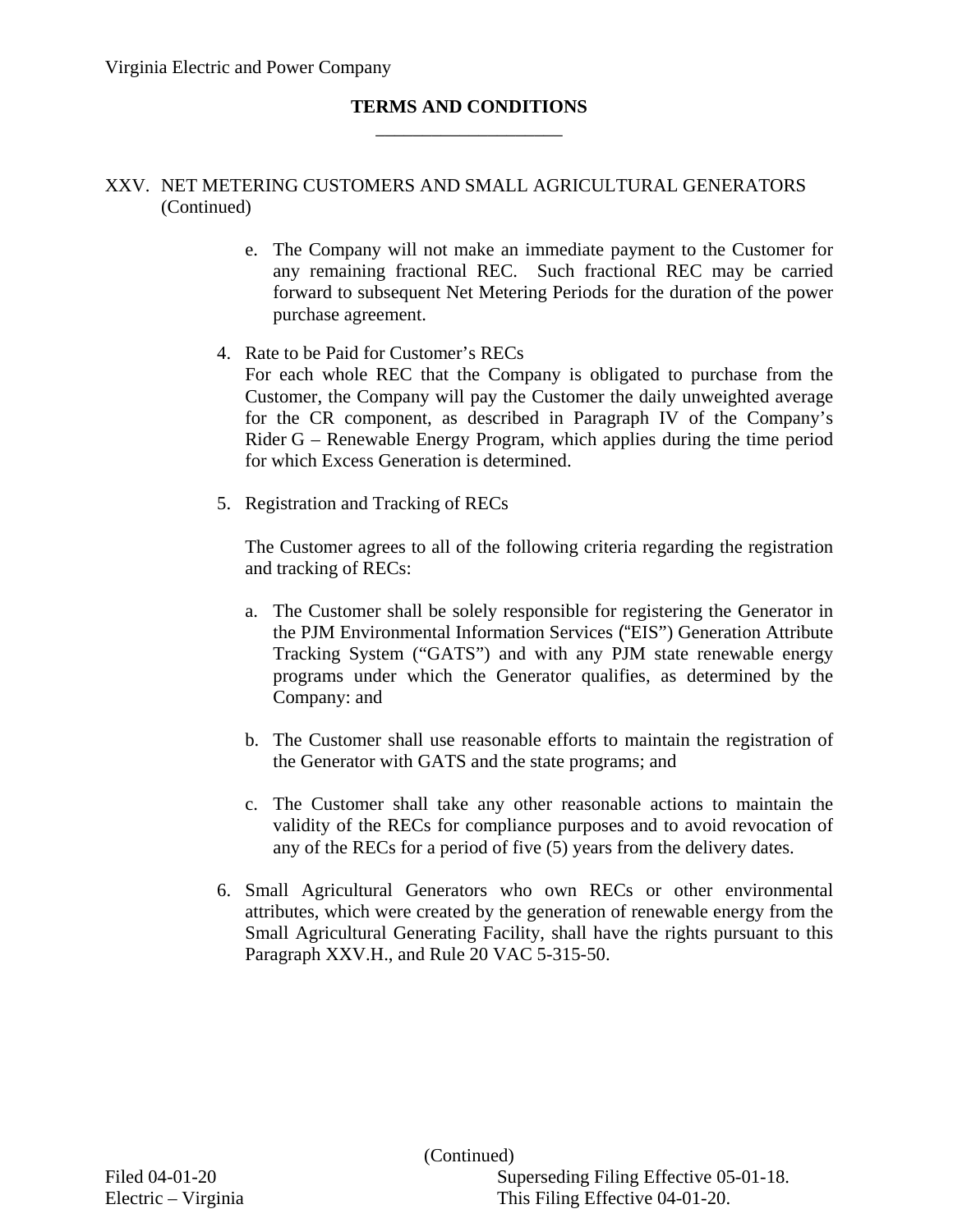Virginia Electric and Power Company

**TERMS AND CONDITIONS**

XXV. NET METERING CUSTOMERS AND SMALL AGRICULTURAL GENERATORS (Continued)

e. The Company will not make an immediate payment to the Customer for any remaining fractional REC. Such fractional REC may be carried forward to subsequent Net Metering Periods for the duration of the power purchase agreement.

4. Rate to be Paid for Customer's RECs
   For each whole REC that the Company is obligated to purchase from the Customer, the Company will pay the Customer the daily unweighted average for the CR component, as described in Paragraph IV of the Company's Rider G – Renewable Energy Program, which applies during the time period for which Excess Generation is determined.

5. Registration and Tracking of RECs

   The Customer agrees to all of the following criteria regarding the registration and tracking of RECs:

   a. The Customer shall be solely responsible for registering the Generator in the PJM Environmental Information Services ("EIS") Generation Attribute Tracking System ("GATS") and with any PJM state renewable energy programs under which the Generator qualifies, as determined by the Company: and

   b. The Customer shall use reasonable efforts to maintain the registration of the Generator with GATS and the state programs; and

   c. The Customer shall take any other reasonable actions to maintain the validity of the RECs for compliance purposes and to avoid revocation of any of the RECs for a period of five (5) years from the delivery dates.

6. Small Agricultural Generators who own RECs or other environmental attributes, which were created by the generation of renewable energy from the Small Agricultural Generating Facility, shall have the rights pursuant to this Paragraph XXV.H., and Rule 20 VAC 5-315-50.

(Continued)

Filed 04-01-20
Electric – Virginia

Superseding Filing Effective 05-01-18.
This Filing Effective 04-01-20.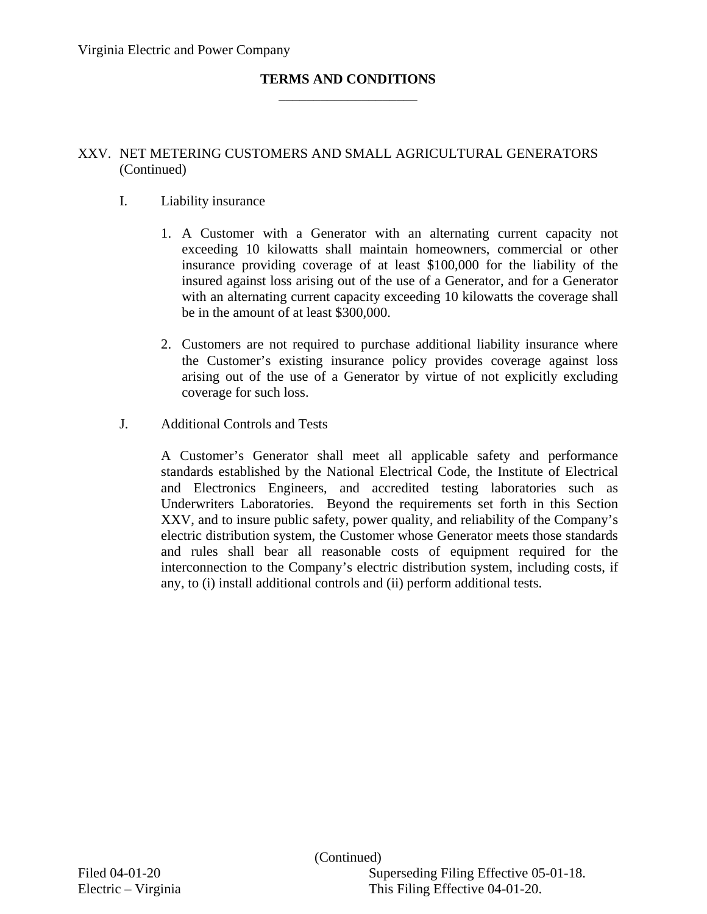## TERMS AND CONDITIONS

### XXV. NET METERING CUSTOMERS AND SMALL AGRICULTURAL GENERATORS (Continued)

I. Liability insurance

1. A Customer with a Generator with an alternating current capacity not exceeding 10 kilowatts shall maintain homeowners, commercial or other insurance providing coverage of at least $100,000 for the liability of the insured against loss arising out of the use of a Generator, and for a Generator with an alternating current capacity exceeding 10 kilowatts the coverage shall be in the amount of at least $300,000.

2. Customers are not required to purchase additional liability insurance where the Customer's existing insurance policy provides coverage against loss arising out of the use of a Generator by virtue of not explicitly excluding coverage for such loss.

J. Additional Controls and Tests

A Customer's Generator shall meet all applicable safety and performance standards established by the National Electrical Code, the Institute of Electrical and Electronics Engineers, and accredited testing laboratories such as Underwriters Laboratories. Beyond the requirements set forth in this Section XXV, and to insure public safety, power quality, and reliability of the Company's electric distribution system, the Customer whose Generator meets those standards and rules shall bear all reasonable costs of equipment required for the interconnection to the Company's electric distribution system, including costs, if any, to (i) install additional controls and (ii) perform additional tests.

(Continued)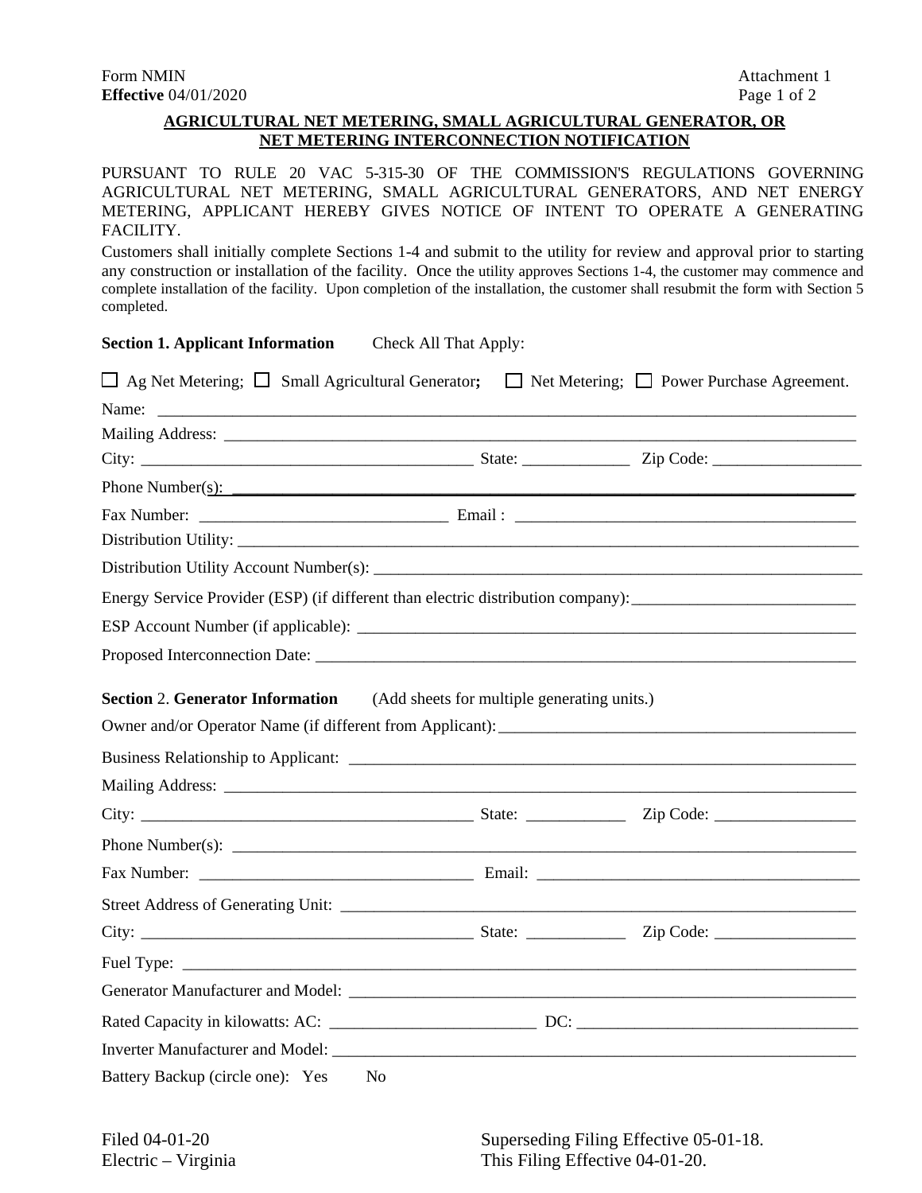Form NMIN
**Effective** 04/01/2020

Attachment 1

## AGRICULTURAL NET METERING, SMALL AGRICULTURAL GENERATOR, OR NET METERING INTERCONNECTION NOTIFICATION

PURSUANT TO RULE 20 VAC 5-315-30 OF THE COMMISSION'S REGULATIONS GOVERNING AGRICULTURAL NET METERING, SMALL AGRICULTURAL GENERATORS, AND NET ENERGY METERING, APPLICANT HEREBY GIVES NOTICE OF INTENT TO OPERATE A GENERATING FACILITY.

Customers shall initially complete Sections 1-4 and submit to the utility for review and approval prior to starting any construction or installation of the facility. Once the utility approves Sections 1-4, the customer may commence and complete installation of the facility. Upon completion of the installation, the customer shall resubmit the form with Section 5 completed.

**Section 1. Applicant Information** Check All That Apply:

☐ Ag Net Metering; ☐ Small Agricultural Generator**;** ☐ Net Metering; ☐ Power Purchase Agreement.

Name: ____________________

Mailing Address: ____________________

City: ____________________ State: ____________ Zip Code: ____________

Phone Number(s): ____________________

Fax Number: ____________________ Email : ____________________

Distribution Utility: ____________________

Distribution Utility Account Number(s): ____________________

Energy Service Provider (ESP) (if different than electric distribution company): ____________________

ESP Account Number (if applicable): ____________________

Proposed Interconnection Date: ____________________

**Section** 2. **Generator Information** (Add sheets for multiple generating units.)

Owner and/or Operator Name (if different from Applicant): ____________________

Business Relationship to Applicant: ____________________

Mailing Address: ____________________

City: ____________________ State: ____________ Zip Code: ____________

Phone Number(s): ____________________

Fax Number: ____________________ Email: ____________________

Street Address of Generating Unit: ____________________

City: ____________________ State: ____________ Zip Code: ____________

Fuel Type: ____________________

Generator Manufacturer and Model: ____________________

Rated Capacity in kilowatts: AC: ____________ DC: ____________

Inverter Manufacturer and Model: ____________________

Battery Backup (circle one): Yes No

Filed 04-01-20
Electric – Virginia

Superseding Filing Effective 05-01-18.
This Filing Effective 04-01-20.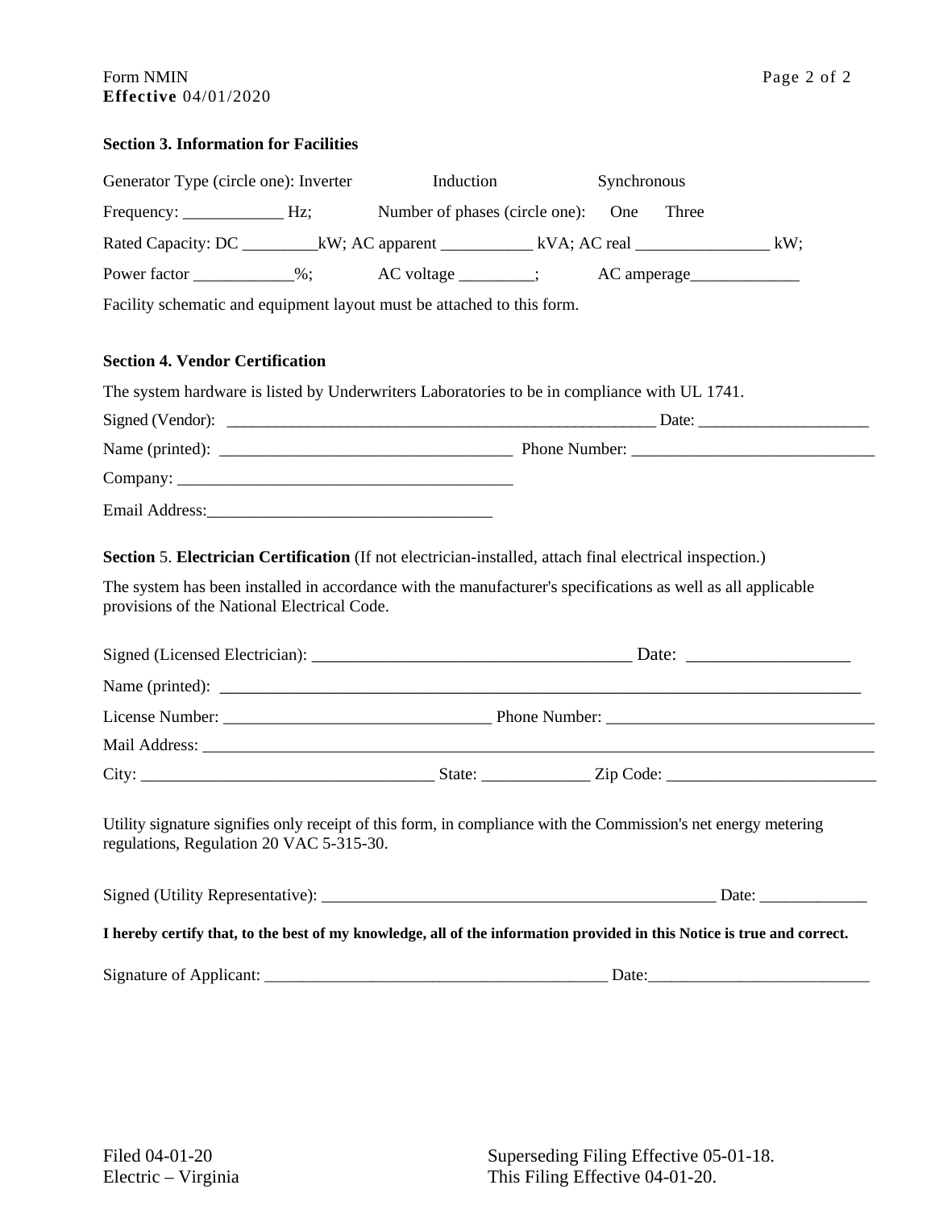Form NMIN

**Effective** 04/01/2020

**Section 3. Information for Facilities**

Generator Type (circle one): Inverter Induction Synchronous

Frequency: ____________ Hz; Number of phases (circle one): One Three

Rated Capacity: DC _________kW; AC apparent ___________ kVA; AC real ________________ kW;

Power factor ____________%; AC voltage _________; AC amperage_____________

Facility schematic and equipment layout must be attached to this form.

**Section 4. Vendor Certification**

The system hardware is listed by Underwriters Laboratories to be in compliance with UL 1741.

Signed (Vendor): ______________________________________________________ Date: _____________________

Name (printed): _____________________________________ Phone Number: ______________________________

Company: ___________________________________________

Email Address:___________________________________

**Section** 5. **Electrician Certification** (If not electrician-installed, attach final electrical inspection.)

The system has been installed in accordance with the manufacturer's specifications as well as all applicable provisions of the National Electrical Code.

Signed (Licensed Electrician): ______________________________________ Date: ___________________

Name (printed): ________________________________________________________________________________

License Number: ________________________________ Phone Number: ________________________________

Mail Address: _____________________________________________________________________________________

City: ___________________________________ State: _____________ Zip Code: __________________________

Utility signature signifies only receipt of this form, in compliance with the Commission's net energy metering regulations, Regulation 20 VAC 5-315-30.

Signed (Utility Representative): _________________________________________________ Date: _____________

**I hereby certify that, to the best of my knowledge, all of the information provided in this Notice is true and correct.**

Signature of Applicant: ___________________________________________ Date:___________________________

Filed 04-01-20
Electric – Virginia

Superseding Filing Effective 05-01-18.
This Filing Effective 04-01-20.